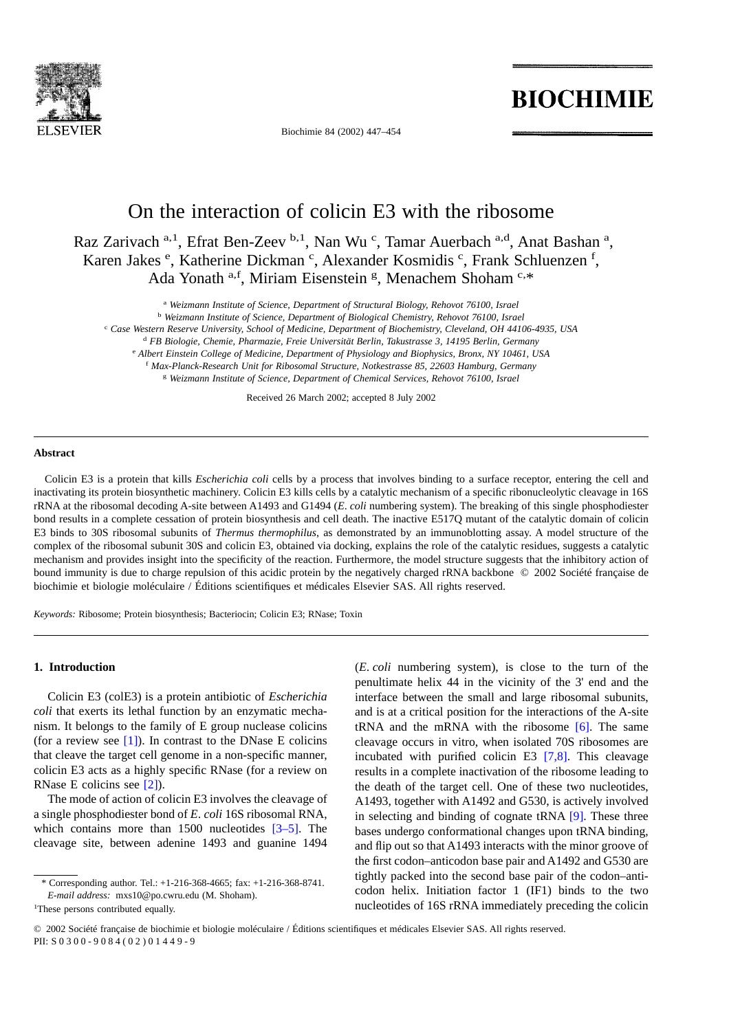# On the interaction of colicin E3 with the ribosome

Raz Zarivach [a,1], Efrat Ben-Zeev [b,1], Nan Wu [c], Tamar Auerbach [a,d], Anat Bashan [a], Karen Jakes [e], Katherine Dickman [c], Alexander Kosmidis [c], Frank Schluenzen [f], Ada Yonath [a,f], Miriam Eisenstein [g], Menachem Shoham [c,*]

[a] *Weizmann Institute of Science, Department of Structural Biology, Rehovot 76100, Israel*
[b] *Weizmann Institute of Science, Department of Biological Chemistry, Rehovot 76100, Israel*
[c] *Case Western Reserve University, School of Medicine, Department of Biochemistry, Cleveland, OH 44106-4935, USA*
[d] *FB Biologie, Chemie, Pharmazie, Freie Universität Berlin, Takustrasse 3, 14195 Berlin, Germany*
[e] *Albert Einstein College of Medicine, Department of Physiology and Biophysics, Bronx, NY 10461, USA*
[f] *Max-Planck-Research Unit for Ribosomal Structure, Notkestrasse 85, 22603 Hamburg, Germany*
[g] *Weizmann Institute of Science, Department of Chemical Services, Rehovot 76100, Israel*

Received 26 March 2002; accepted 8 July 2002

## Abstract

Colicin E3 is a protein that kills *Escherichia coli* cells by a process that involves binding to a surface receptor, entering the cell and inactivating its protein biosynthetic machinery. Colicin E3 kills cells by a catalytic mechanism of a specific ribonucleolytic cleavage in 16S rRNA at the ribosomal decoding A-site between A1493 and G1494 (*E. coli* numbering system). The breaking of this single phosphodiester bond results in a complete cessation of protein biosynthesis and cell death. The inactive E517Q mutant of the catalytic domain of colicin E3 binds to 30S ribosomal subunits of *Thermus thermophilus*, as demonstrated by an immunoblotting assay. A model structure of the complex of the ribosomal subunit 30S and colicin E3, obtained via docking, explains the role of the catalytic residues, suggests a catalytic mechanism and provides insight into the specificity of the reaction. Furthermore, the model structure suggests that the inhibitory action of bound immunity is due to charge repulsion of this acidic protein by the negatively charged rRNA backbone © 2002 Société française de biochimie et biologie moléculaire / Éditions scientifiques et médicales Elsevier SAS. All rights reserved.

*Keywords:* Ribosome; Protein biosynthesis; Bacteriocin; Colicin E3; RNase; Toxin

## 1. Introduction

Colicin E3 (colE3) is a protein antibiotic of *Escherichia coli* that exerts its lethal function by an enzymatic mechanism. It belongs to the family of E group nuclease colicins (for a review see [1]). In contrast to the DNase E colicins that cleave the target cell genome in a non-specific manner, colicin E3 acts as a highly specific RNase (for a review on RNase E colicins see [2]).

The mode of action of colicin E3 involves the cleavage of a single phosphodiester bond of *E. coli* 16S ribosomal RNA, which contains more than 1500 nucleotides [3–5]. The cleavage site, between adenine 1493 and guanine 1494 (*E. coli* numbering system), is close to the turn of the penultimate helix 44 in the vicinity of the 3' end and the interface between the small and large ribosomal subunits, and is at a critical position for the interactions of the A-site tRNA and the mRNA with the ribosome [6]. The same cleavage occurs in vitro, when isolated 70S ribosomes are incubated with purified colicin E3 [7,8]. This cleavage results in a complete inactivation of the ribosome leading to the death of the target cell. One of these two nucleotides, A1493, together with A1492 and G530, is actively involved in selecting and binding of cognate tRNA [9]. These three bases undergo conformational changes upon tRNA binding, and flip out so that A1493 interacts with the minor groove of the first codon–anticodon base pair and A1492 and G530 are tightly packed into the second base pair of the codon–anticodon helix. Initiation factor 1 (IF1) binds to the two nucleotides of 16S rRNA immediately preceding the colicin

\* Corresponding author. Tel.: +1-216-368-4665; fax: +1-216-368-8741.
*E-mail address:* mxs10@po.cwru.edu (M. Shoham).

[1] These persons contributed equally.

© 2002 Société française de biochimie et biologie moléculaire / Éditions scientifiques et médicales Elsevier SAS. All rights reserved.
PII: S0300-9084(02)01449-9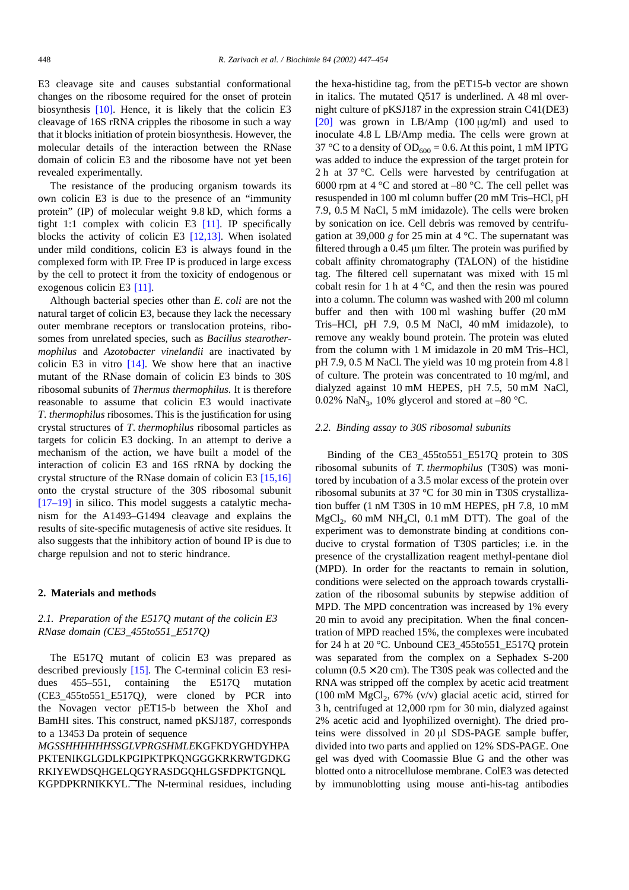E3 cleavage site and causes substantial conformational changes on the ribosome required for the onset of protein biosynthesis [10]. Hence, it is likely that the colicin E3 cleavage of 16S rRNA cripples the ribosome in such a way that it blocks initiation of protein biosynthesis. However, the molecular details of the interaction between the RNase domain of colicin E3 and the ribosome have not yet been revealed experimentally.

The resistance of the producing organism towards its own colicin E3 is due to the presence of an "immunity protein" (IP) of molecular weight 9.8 kD, which forms a tight 1:1 complex with colicin E3 [11]. IP specifically blocks the activity of colicin E3 [12,13]. When isolated under mild conditions, colicin E3 is always found in the complexed form with IP. Free IP is produced in large excess by the cell to protect it from the toxicity of endogenous or exogenous colicin E3 [11].

Although bacterial species other than *E. coli* are not the natural target of colicin E3, because they lack the necessary outer membrane receptors or translocation proteins, ribosomes from unrelated species, such as *Bacillus stearothermophilus* and *Azotobacter vinelandii* are inactivated by colicin E3 in vitro [14]. We show here that an inactive mutant of the RNase domain of colicin E3 binds to 30S ribosomal subunits of *Thermus thermophilus*. It is therefore reasonable to assume that colicin E3 would inactivate *T. thermophilus* ribosomes. This is the justification for using crystal structures of *T. thermophilus* ribosomal particles as targets for colicin E3 docking. In an attempt to derive a mechanism of the action, we have built a model of the interaction of colicin E3 and 16S rRNA by docking the crystal structure of the RNase domain of colicin E3 [15,16] onto the crystal structure of the 30S ribosomal subunit [17–19] in silico. This model suggests a catalytic mechanism for the A1493–G1494 cleavage and explains the results of site-specific mutagenesis of active site residues. It also suggests that the inhibitory action of bound IP is due to charge repulsion and not to steric hindrance.

## 2. Materials and methods

### 2.1. Preparation of the E517Q mutant of the colicin E3 RNase domain (CE3_455to551_E517Q)

The E517Q mutant of colicin E3 was prepared as described previously [15]. The C-terminal colicin E3 residues 455–551, containing the E517Q mutation (CE3_455to551_E517Q), were cloned by PCR into the Novagen vector pET15-b between the XhoI and BamHI sites. This construct, named pKSJ187, corresponds to a 13453 Da protein of sequence *MGSSHHHHHHSSGLVPRGSHMLE*KGFKDYGHDYHPAPKTENIKGLGDLKPGIPKTPKQNGGGKRKRWTGDKGRKIYEWDSQHGELQGYRASDGQHLGSFDPKTGNQLKGPDPKRNIKKYL. The N-terminal residues, including the hexa-histidine tag, from the pET15-b vector are shown in italics. The mutated Q517 is underlined. A 48 ml overnight culture of pKSJ187 in the expression strain C41(DE3) [20] was grown in LB/Amp (100 μg/ml) and used to inoculate 4.8 L LB/Amp media. The cells were grown at 37 °C to a density of $OD_{600}$ = 0.6. At this point, 1 mM IPTG was added to induce the expression of the target protein for 2 h at 37 °C. Cells were harvested by centrifugation at 6000 rpm at 4 °C and stored at –80 °C. The cell pellet was resuspended in 100 ml column buffer (20 mM Tris–HCl, pH 7.9, 0.5 M NaCl, 5 mM imidazole). The cells were broken by sonication on ice. Cell debris was removed by centrifugation at 39,000 *g* for 25 min at 4 °C. The supernatant was filtered through a 0.45 μm filter. The protein was purified by cobalt affinity chromatography (TALON) of the histidine tag. The filtered cell supernatant was mixed with 15 ml cobalt resin for 1 h at 4 °C, and then the resin was poured into a column. The column was washed with 200 ml column buffer and then with 100 ml washing buffer (20 mM Tris–HCl, pH 7.9, 0.5 M NaCl, 40 mM imidazole), to remove any weakly bound protein. The protein was eluted from the column with 1 M imidazole in 20 mM Tris–HCl, pH 7.9, 0.5 M NaCl. The yield was 10 mg protein from 4.8 l of culture. The protein was concentrated to 10 mg/ml, and dialyzed against 10 mM HEPES, pH 7.5, 50 mM NaCl, 0.02% $NaN_3$, 10% glycerol and stored at –80 °C.

### 2.2. Binding assay to 30S ribosomal subunits

Binding of the CE3_455to551_E517Q protein to 30S ribosomal subunits of *T. thermophilus* (T30S) was monitored by incubation of a 3.5 molar excess of the protein over ribosomal subunits at 37 °C for 30 min in T30S crystallization buffer (1 nM T30S in 10 mM HEPES, pH 7.8, 10 mM $MgCl_2$, 60 mM $NH_4Cl$, 0.1 mM DTT). The goal of the experiment was to demonstrate binding at conditions conducive to crystal formation of T30S particles; i.e. in the presence of the crystallization reagent methyl-pentane diol (MPD). In order for the reactants to remain in solution, conditions were selected on the approach towards crystallization of the ribosomal subunits by stepwise addition of MPD. The MPD concentration was increased by 1% every 20 min to avoid any precipitation. When the final concentration of MPD reached 15%, the complexes were incubated for 24 h at 20 °C. Unbound CE3_455to551_E517Q protein was separated from the complex on a Sephadex S-200 column (0.5 × 20 cm). The T30S peak was collected and the RNA was stripped off the complex by acetic acid treatment (100 mM $MgCl_2$, 67% (v/v) glacial acetic acid, stirred for 3 h, centrifuged at 12,000 rpm for 30 min, dialyzed against 2% acetic acid and lyophilized overnight). The dried proteins were dissolved in 20 μl SDS-PAGE sample buffer, divided into two parts and applied on 12% SDS-PAGE. One gel was dyed with Coomassie Blue G and the other was blotted onto a nitrocellulose membrane. ColE3 was detected by immunoblotting using mouse anti-his-tag antibodies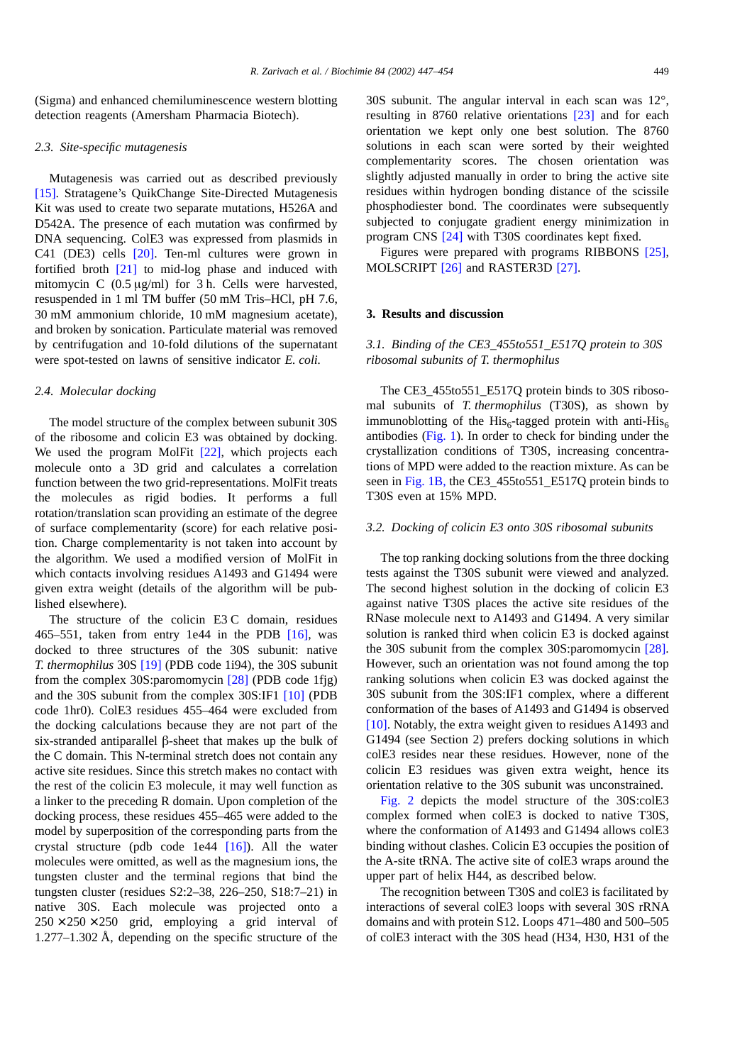(Sigma) and enhanced chemiluminescence western blotting detection reagents (Amersham Pharmacia Biotech).

### 2.3. Site-specific mutagenesis

Mutagenesis was carried out as described previously [15]. Stratagene's QuikChange Site-Directed Mutagenesis Kit was used to create two separate mutations, H526A and D542A. The presence of each mutation was confirmed by DNA sequencing. ColE3 was expressed from plasmids in C41 (DE3) cells [20]. Ten-ml cultures were grown in fortified broth [21] to mid-log phase and induced with mitomycin C (0.5 μg/ml) for 3 h. Cells were harvested, resuspended in 1 ml TM buffer (50 mM Tris–HCl, pH 7.6, 30 mM ammonium chloride, 10 mM magnesium acetate), and broken by sonication. Particulate material was removed by centrifugation and 10-fold dilutions of the supernatant were spot-tested on lawns of sensitive indicator *E. coli*.

### 2.4. Molecular docking

The model structure of the complex between subunit 30S of the ribosome and colicin E3 was obtained by docking. We used the program MolFit [22], which projects each molecule onto a 3D grid and calculates a correlation function between the two grid-representations. MolFit treats the molecules as rigid bodies. It performs a full rotation/translation scan providing an estimate of the degree of surface complementarity (score) for each relative position. Charge complementarity is not taken into account by the algorithm. We used a modified version of MolFit in which contacts involving residues A1493 and G1494 were given extra weight (details of the algorithm will be published elsewhere).

The structure of the colicin E3 C domain, residues 465–551, taken from entry 1e44 in the PDB [16], was docked to three structures of the 30S subunit: native *T. thermophilus* 30S [19] (PDB code 1i94), the 30S subunit from the complex 30S:paromomycin [28] (PDB code 1fjg) and the 30S subunit from the complex 30S:IF1 [10] (PDB code 1hr0). ColE3 residues 455–464 were excluded from the docking calculations because they are not part of the six-stranded antiparallel β-sheet that makes up the bulk of the C domain. This N-terminal stretch does not contain any active site residues. Since this stretch makes no contact with the rest of the colicin E3 molecule, it may well function as a linker to the preceding R domain. Upon completion of the docking process, these residues 455–465 were added to the model by superposition of the corresponding parts from the crystal structure (pdb code 1e44 [16]). All the water molecules were omitted, as well as the magnesium ions, the tungsten cluster and the terminal regions that bind the tungsten cluster (residues S2:2–38, 226–250, S18:7–21) in native 30S. Each molecule was projected onto a $250 \times 250 \times 250$ grid, employing a grid interval of 1.277–1.302 Å, depending on the specific structure of the 30S subunit. The angular interval in each scan was 12°, resulting in 8760 relative orientations [23] and for each orientation we kept only one best solution. The 8760 solutions in each scan were sorted by their weighted complementarity scores. The chosen orientation was slightly adjusted manually in order to bring the active site residues within hydrogen bonding distance of the scissile phosphodiester bond. The coordinates were subsequently subjected to conjugate gradient energy minimization in program CNS [24] with T30S coordinates kept fixed.

Figures were prepared with programs RIBBONS [25], MOLSCRIPT [26] and RASTER3D [27].

## 3. Results and discussion

### 3.1. Binding of the CE3_455to551_E517Q protein to 30S ribosomal subunits of *T. thermophilus*

The CE3_455to551_E517Q protein binds to 30S ribosomal subunits of *T. thermophilus* (T30S), as shown by immunoblotting of the $His_6$-tagged protein with anti-$His_6$ antibodies (Fig. 1). In order to check for binding under the crystallization conditions of T30S, increasing concentrations of MPD were added to the reaction mixture. As can be seen in Fig. 1B, the CE3_455to551_E517Q protein binds to T30S even at 15% MPD.

### 3.2. Docking of colicin E3 onto 30S ribosomal subunits

The top ranking docking solutions from the three docking tests against the T30S subunit were viewed and analyzed. The second highest solution in the docking of colicin E3 against native T30S places the active site residues of the RNase molecule next to A1493 and G1494. A very similar solution is ranked third when colicin E3 is docked against the 30S subunit from the complex 30S:paromomycin [28]. However, such an orientation was not found among the top ranking solutions when colicin E3 was docked against the 30S subunit from the 30S:IF1 complex, where a different conformation of the bases of A1493 and G1494 is observed [10]. Notably, the extra weight given to residues A1493 and G1494 (see Section 2) prefers docking solutions in which colE3 resides near these residues. However, none of the colicin E3 residues was given extra weight, hence its orientation relative to the 30S subunit was unconstrained.

Fig. 2 depicts the model structure of the 30S:colE3 complex formed when colE3 is docked to native T30S, where the conformation of A1493 and G1494 allows colE3 binding without clashes. Colicin E3 occupies the position of the A-site tRNA. The active site of colE3 wraps around the upper part of helix H44, as described below.

The recognition between T30S and colE3 is facilitated by interactions of several colE3 loops with several 30S rRNA domains and with protein S12. Loops 471–480 and 500–505 of colE3 interact with the 30S head (H34, H30, H31 of the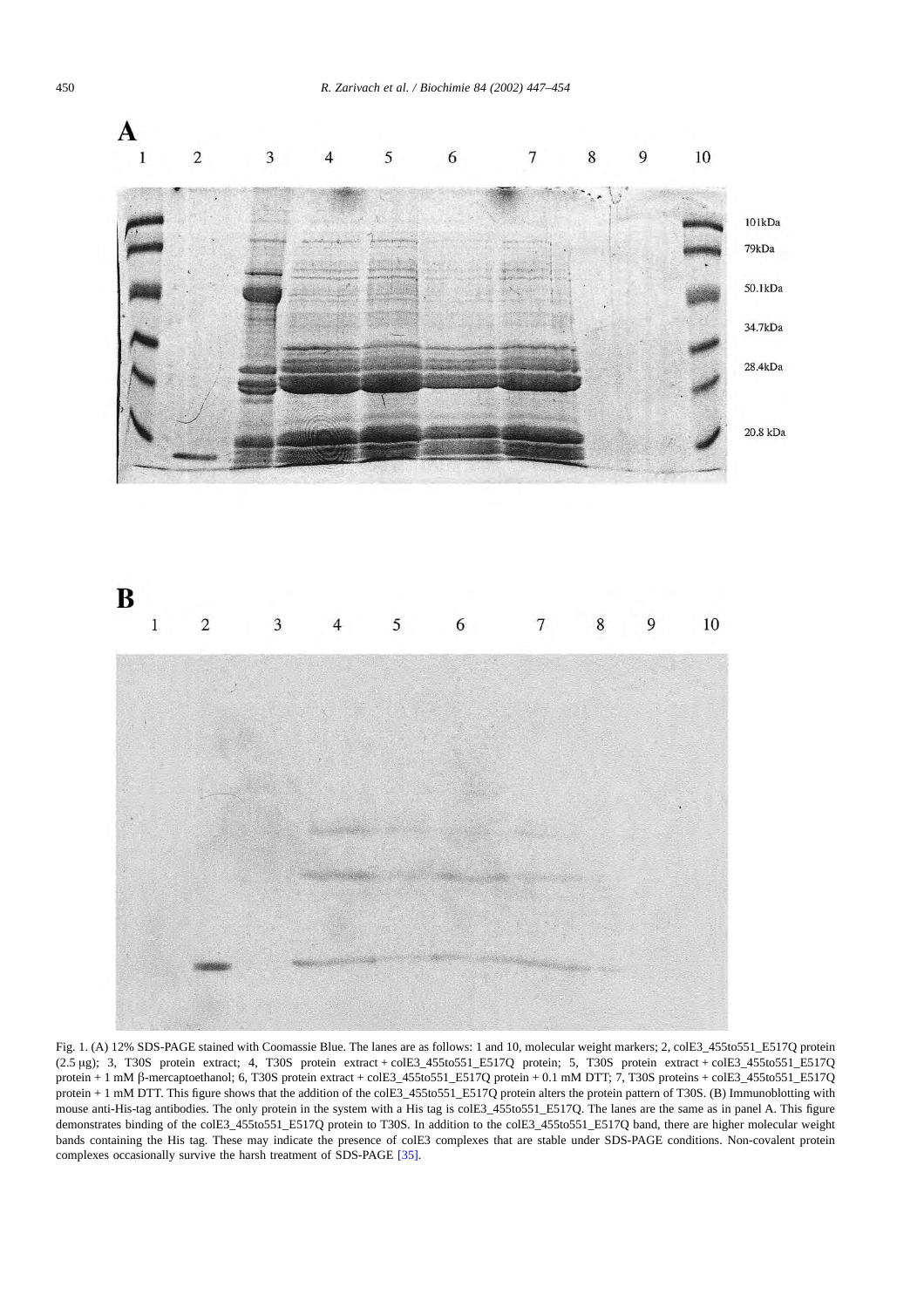A

1 2 3 4 5 6 7 8 9 10

101kDa

79kDa

50.1kDa

34.7kDa

28.4kDa

20.8 kDa

B

1 2 3 4 5 6 7 8 9 10

Fig. 1. (A) 12% SDS-PAGE stained with Coomassie Blue. The lanes are as follows: 1 and 10, molecular weight markers; 2, colE3_455to551_E517Q protein (2.5 μg); 3, T30S protein extract; 4, T30S protein extract + colE3_455to551_E517Q protein; 5, T30S protein extract + colE3_455to551_E517Q protein + 1 mM β-mercaptoethanol; 6, T30S protein extract + colE3_455to551_E517Q protein + 0.1 mM DTT; 7, T30S proteins + colE3_455to551_E517Q protein + 1 mM DTT. This figure shows that the addition of the colE3_455to551_E517Q protein alters the protein pattern of T30S. (B) Immunoblotting with mouse anti-His-tag antibodies. The only protein in the system with a His tag is colE3_455to551_E517Q. The lanes are the same as in panel A. This figure demonstrates binding of the colE3_455to551_E517Q protein to T30S. In addition to the colE3_455to551_E517Q band, there are higher molecular weight bands containing the His tag. These may indicate the presence of colE3 complexes that are stable under SDS-PAGE conditions. Non-covalent protein complexes occasionally survive the harsh treatment of SDS-PAGE [35].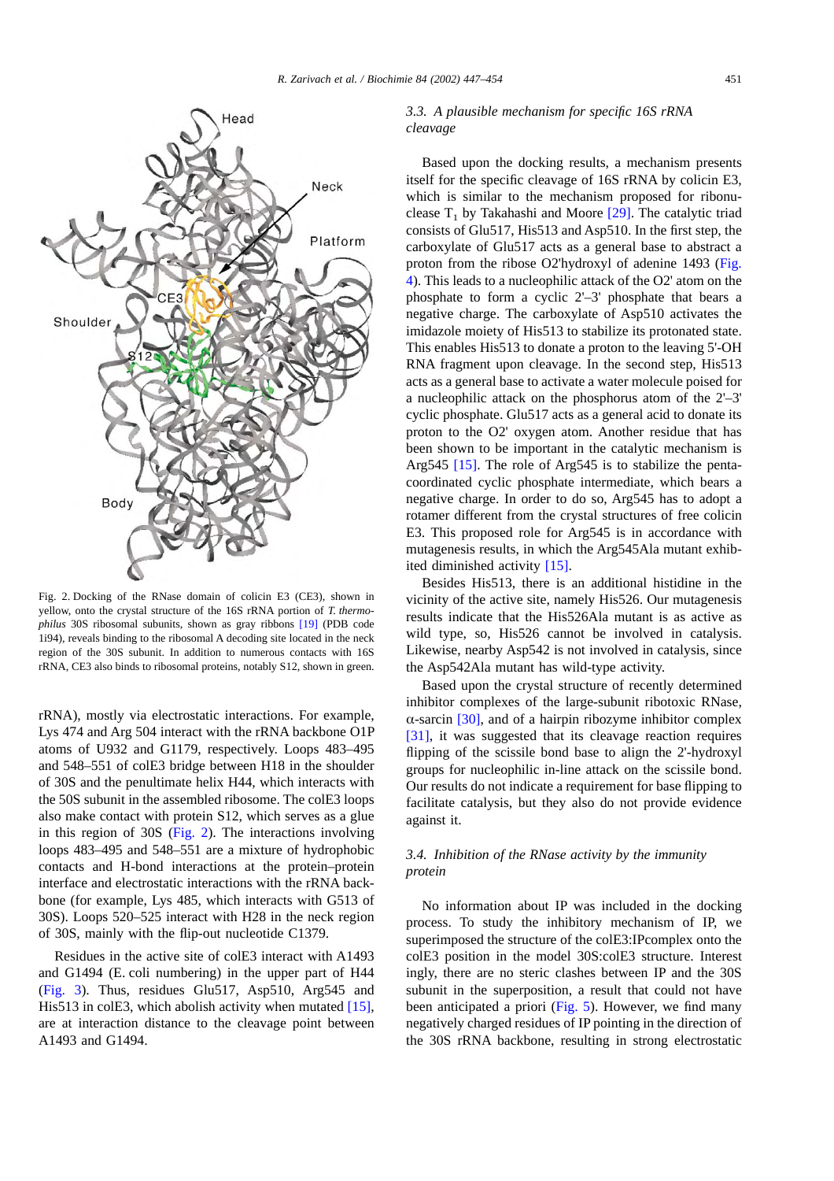Head

Neck

Platform

CE3

Shoulder

S12

Body

Fig. 2. Docking of the RNase domain of colicin E3 (CE3), shown in yellow, onto the crystal structure of the 16S rRNA portion of *T. thermophilus* 30S ribosomal subunits, shown as gray ribbons [19] (PDB code 1i94), reveals binding to the ribosomal A decoding site located in the neck region of the 30S subunit. In addition to numerous contacts with 16S rRNA, CE3 also binds to ribosomal proteins, notably S12, shown in green.

rRNA), mostly via electrostatic interactions. For example, Lys 474 and Arg 504 interact with the rRNA backbone O1P atoms of U932 and G1179, respectively. Loops 483–495 and 548–551 of colE3 bridge between H18 in the shoulder of 30S and the penultimate helix H44, which interacts with the 50S subunit in the assembled ribosome. The colE3 loops also make contact with protein S12, which serves as a glue in this region of 30S (Fig. 2). The interactions involving loops 483–495 and 548–551 are a mixture of hydrophobic contacts and H-bond interactions at the protein–protein interface and electrostatic interactions with the rRNA backbone (for example, Lys 485, which interacts with G513 of 30S). Loops 520–525 interact with H28 in the neck region of 30S, mainly with the flip-out nucleotide C1379.

Residues in the active site of colE3 interact with A1493 and G1494 (E. coli numbering) in the upper part of H44 (Fig. 3). Thus, residues Glu517, Asp510, Arg545 and His513 in colE3, which abolish activity when mutated [15], are at interaction distance to the cleavage point between A1493 and G1494.

### 3.3. A plausible mechanism for specific 16S rRNA cleavage

Based upon the docking results, a mechanism presents itself for the specific cleavage of 16S rRNA by colicin E3, which is similar to the mechanism proposed for ribonuclease $T_1$ by Takahashi and Moore [29]. The catalytic triad consists of Glu517, His513 and Asp510. In the first step, the carboxylate of Glu517 acts as a general base to abstract a proton from the ribose O2'hydroxyl of adenine 1493 (Fig. 4). This leads to a nucleophilic attack of the O2' atom on the phosphate to form a cyclic 2'–3' phosphate that bears a negative charge. The carboxylate of Asp510 activates the imidazole moiety of His513 to stabilize its protonated state. This enables His513 to donate a proton to the leaving 5'-OH RNA fragment upon cleavage. In the second step, His513 acts as a general base to activate a water molecule poised for a nucleophilic attack on the phosphorus atom of the 2'–3' cyclic phosphate. Glu517 acts as a general acid to donate its proton to the O2' oxygen atom. Another residue that has been shown to be important in the catalytic mechanism is Arg545 [15]. The role of Arg545 is to stabilize the pentacoordinated cyclic phosphate intermediate, which bears a negative charge. In order to do so, Arg545 has to adopt a rotamer different from the crystal structures of free colicin E3. This proposed role for Arg545 is in accordance with mutagenesis results, in which the Arg545Ala mutant exhibited diminished activity [15].

Besides His513, there is an additional histidine in the vicinity of the active site, namely His526. Our mutagenesis results indicate that the His526Ala mutant is as active as wild type, so, His526 cannot be involved in catalysis. Likewise, nearby Asp542 is not involved in catalysis, since the Asp542Ala mutant has wild-type activity.

Based upon the crystal structure of recently determined inhibitor complexes of the large-subunit ribotoxic RNase, α-sarcin [30], and of a hairpin ribozyme inhibitor complex [31], it was suggested that its cleavage reaction requires flipping of the scissile bond base to align the 2'-hydroxyl groups for nucleophilic in-line attack on the scissile bond. Our results do not indicate a requirement for base flipping to facilitate catalysis, but they also do not provide evidence against it.

### 3.4. Inhibition of the RNase activity by the immunity protein

No information about IP was included in the docking process. To study the inhibitory mechanism of IP, we superimposed the structure of the colE3:IPcomplex onto the colE3 position in the model 30S:colE3 structure. Interestingly, there are no steric clashes between IP and the 30S subunit in the superposition, a result that could not have been anticipated a priori (Fig. 5). However, we find many negatively charged residues of IP pointing in the direction of the 30S rRNA backbone, resulting in strong electrostatic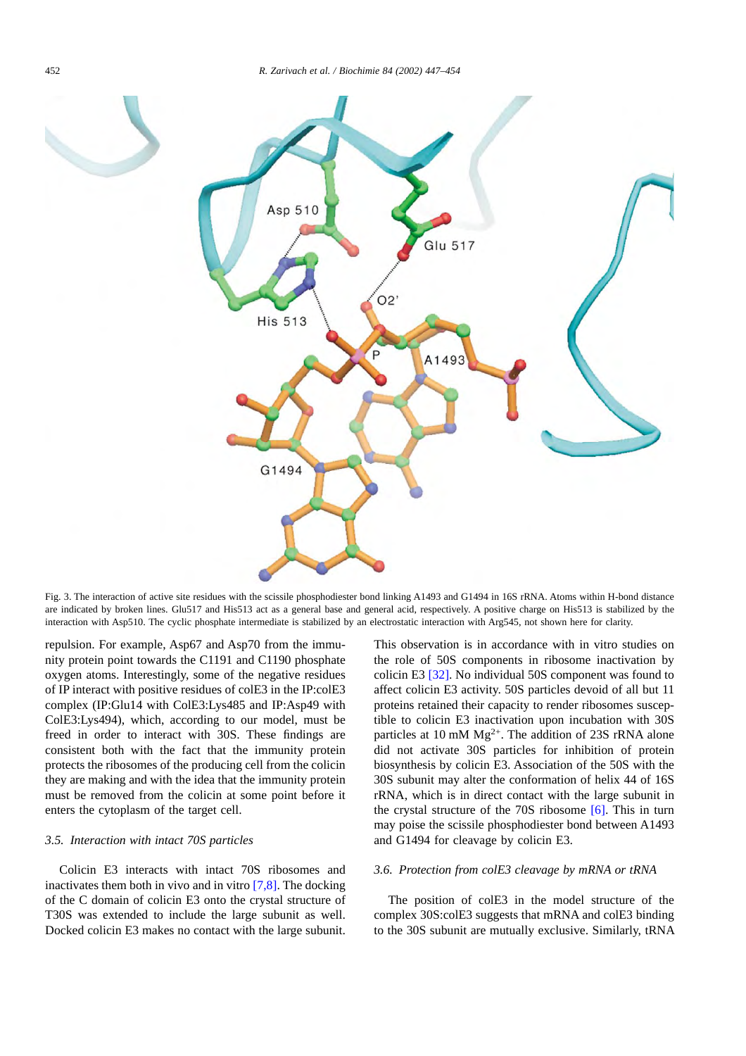Asp 510

Glu 517

O2'

His 513

P

A1493

G1494

Fig. 3. The interaction of active site residues with the scissile phosphodiester bond linking A1493 and G1494 in 16S rRNA. Atoms within H-bond distance are indicated by broken lines. Glu517 and His513 act as a general base and general acid, respectively. A positive charge on His513 is stabilized by the interaction with Asp510. The cyclic phosphate intermediate is stabilized by an electrostatic interaction with Arg545, not shown here for clarity.

repulsion. For example, Asp67 and Asp70 from the immunity protein point towards the C1191 and C1190 phosphate oxygen atoms. Interestingly, some of the negative residues of IP interact with positive residues of colE3 in the IP:colE3 complex (IP:Glu14 with ColE3:Lys485 and IP:Asp49 with ColE3:Lys494), which, according to our model, must be freed in order to interact with 30S. These findings are consistent both with the fact that the immunity protein protects the ribosomes of the producing cell from the colicin they are making and with the idea that the immunity protein must be removed from the colicin at some point before it enters the cytoplasm of the target cell.

### 3.5. Interaction with intact 70S particles

Colicin E3 interacts with intact 70S ribosomes and inactivates them both in vivo and in vitro [7,8]. The docking of the C domain of colicin E3 onto the crystal structure of T30S was extended to include the large subunit as well. Docked colicin E3 makes no contact with the large subunit. This observation is in accordance with in vitro studies on the role of 50S components in ribosome inactivation by colicin E3 [32]. No individual 50S component was found to affect colicin E3 activity. 50S particles devoid of all but 11 proteins retained their capacity to render ribosomes susceptible to colicin E3 inactivation upon incubation with 30S particles at 10 mM $Mg^{2+}$. The addition of 23S rRNA alone did not activate 30S particles for inhibition of protein biosynthesis by colicin E3. Association of the 50S with the 30S subunit may alter the conformation of helix 44 of 16S rRNA, which is in direct contact with the large subunit in the crystal structure of the 70S ribosome [6]. This in turn may poise the scissile phosphodiester bond between A1493 and G1494 for cleavage by colicin E3.

### 3.6. Protection from colE3 cleavage by mRNA or tRNA

The position of colE3 in the model structure of the complex 30S:colE3 suggests that mRNA and colE3 binding to the 30S subunit are mutually exclusive. Similarly, tRNA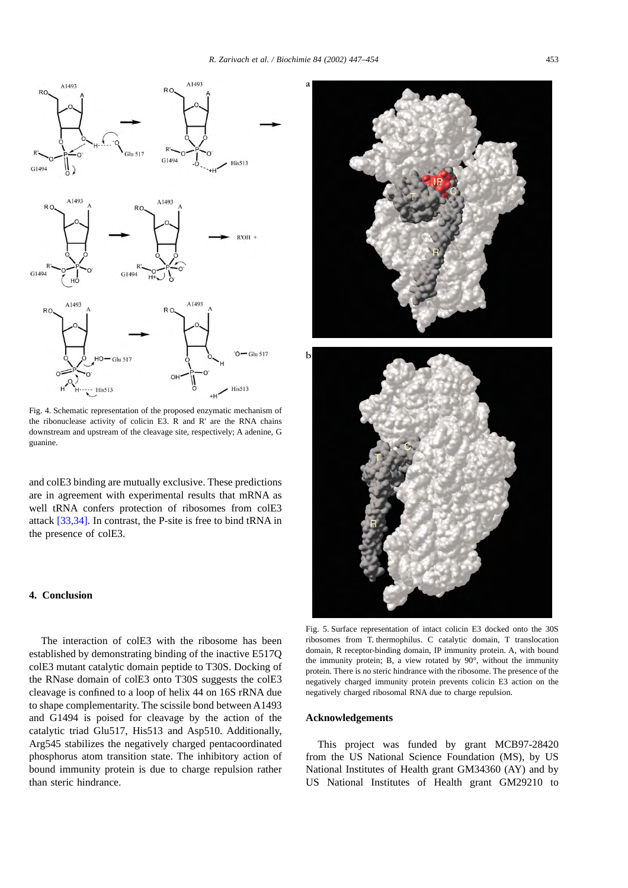Fig. 4. Schematic representation of the proposed enzymatic mechanism of the ribonuclease activity of colicin E3. R and R' are the RNA chains downstream and upstream of the cleavage site, respectively; A adenine, G guanine.

and colE3 binding are mutually exclusive. These predictions are in agreement with experimental results that mRNA as well tRNA confers protection of ribosomes from colE3 attack [33,34]. In contrast, the P-site is free to bind tRNA in the presence of colE3.

## 4. Conclusion

The interaction of colE3 with the ribosome has been established by demonstrating binding of the inactive E517Q colE3 mutant catalytic domain peptide to T30S. Docking of the RNase domain of colE3 onto T30S suggests the colE3 cleavage is confined to a loop of helix 44 on 16S rRNA due to shape complementarity. The scissile bond between A1493 and G1494 is poised for cleavage by the action of the catalytic triad Glu517, His513 and Asp510. Additionally, Arg545 stabilizes the negatively charged pentacoordinated phosphorus atom transition state. The inhibitory action of bound immunity protein is due to charge repulsion rather than steric hindrance.

Fig. 5. Surface representation of intact colicin E3 docked onto the 30S ribosomes from T. thermophilus. C catalytic domain, T translocation domain, R receptor-binding domain, IP immunity protein. A, with bound the immunity protein; B, a view rotated by 90°, without the immunity protein. There is no steric hindrance with the ribosome. The presence of the negatively charged immunity protein prevents colicin E3 action on the negatively charged ribosomal RNA due to charge repulsion.

## Acknowledgements

This project was funded by grant MCB97-28420 from the US National Science Foundation (MS), by US National Institutes of Health grant GM34360 (AY) and by US National Institutes of Health grant GM29210 to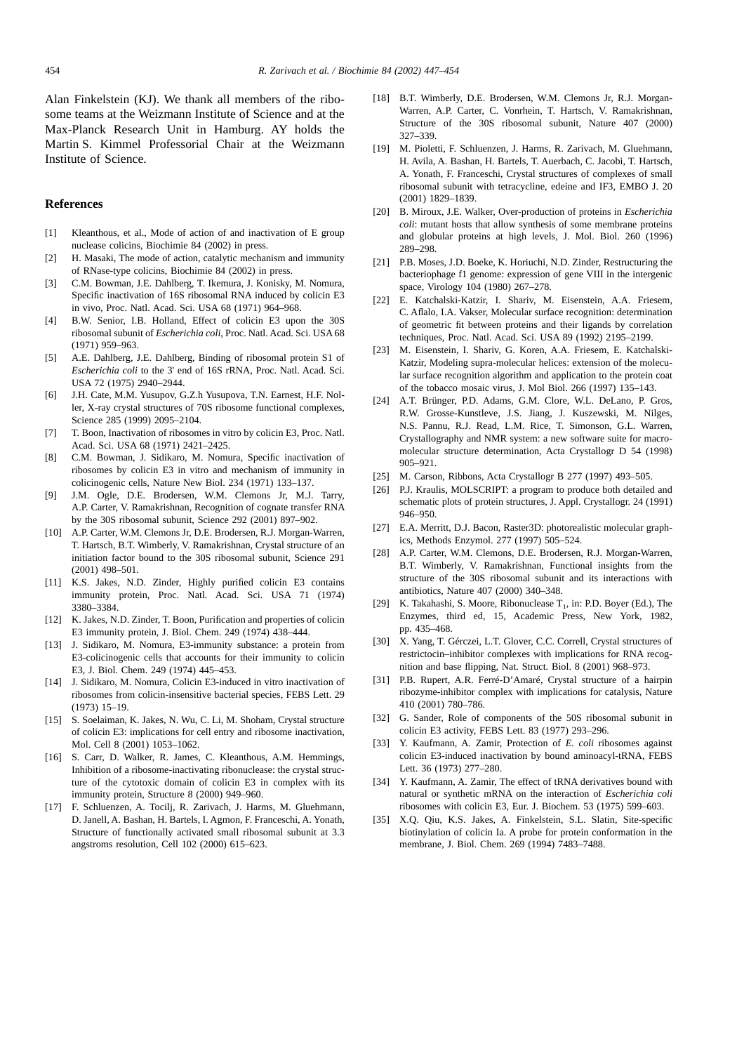Alan Finkelstein (KJ). We thank all members of the ribosome teams at the Weizmann Institute of Science and at the Max-Planck Research Unit in Hamburg. AY holds the Martin S. Kimmel Professorial Chair at the Weizmann Institute of Science.

## References

[1] Kleanthous, et al., Mode of action of and inactivation of E group nuclease colicins, Biochimie 84 (2002) in press.

[2] H. Masaki, The mode of action, catalytic mechanism and immunity of RNase-type colicins, Biochimie 84 (2002) in press.

[3] C.M. Bowman, J.E. Dahlberg, T. Ikemura, J. Konisky, M. Nomura, Specific inactivation of 16S ribosomal RNA induced by colicin E3 in vivo, Proc. Natl. Acad. Sci. USA 68 (1971) 964–968.

[4] B.W. Senior, I.B. Holland, Effect of colicin E3 upon the 30S ribosomal subunit of *Escherichia coli*, Proc. Natl. Acad. Sci. USA 68 (1971) 959–963.

[5] A.E. Dahlberg, J.E. Dahlberg, Binding of ribosomal protein S1 of *Escherichia coli* to the 3' end of 16S rRNA, Proc. Natl. Acad. Sci. USA 72 (1975) 2940–2944.

[6] J.H. Cate, M.M. Yusupov, G.Z.h Yusupova, T.N. Earnest, H.F. Noller, X-ray crystal structures of 70S ribosome functional complexes, Science 285 (1999) 2095–2104.

[7] T. Boon, Inactivation of ribosomes in vitro by colicin E3, Proc. Natl. Acad. Sci. USA 68 (1971) 2421–2425.

[8] C.M. Bowman, J. Sidikaro, M. Nomura, Specific inactivation of ribosomes by colicin E3 in vitro and mechanism of immunity in colicinogenic cells, Nature New Biol. 234 (1971) 133–137.

[9] J.M. Ogle, D.E. Brodersen, W.M. Clemons Jr, M.J. Tarry, A.P. Carter, V. Ramakrishnan, Recognition of cognate transfer RNA by the 30S ribosomal subunit, Science 292 (2001) 897–902.

[10] A.P. Carter, W.M. Clemons Jr, D.E. Brodersen, R.J. Morgan-Warren, T. Hartsch, B.T. Wimberly, V. Ramakrishnan, Crystal structure of an initiation factor bound to the 30S ribosomal subunit, Science 291 (2001) 498–501.

[11] K.S. Jakes, N.D. Zinder, Highly purified colicin E3 contains immunity protein, Proc. Natl. Acad. Sci. USA 71 (1974) 3380–3384.

[12] K. Jakes, N.D. Zinder, T. Boon, Purification and properties of colicin E3 immunity protein, J. Biol. Chem. 249 (1974) 438–444.

[13] J. Sidikaro, M. Nomura, E3-immunity substance: a protein from E3-colicinogenic cells that accounts for their immunity to colicin E3, J. Biol. Chem. 249 (1974) 445–453.

[14] J. Sidikaro, M. Nomura, Colicin E3-induced in vitro inactivation of ribosomes from colicin-insensitive bacterial species, FEBS Lett. 29 (1973) 15–19.

[15] S. Soelaiman, K. Jakes, N. Wu, C. Li, M. Shoham, Crystal structure of colicin E3: implications for cell entry and ribosome inactivation, Mol. Cell 8 (2001) 1053–1062.

[16] S. Carr, D. Walker, R. James, C. Kleanthous, A.M. Hemmings, Inhibition of a ribosome-inactivating ribonuclease: the crystal structure of the cytotoxic domain of colicin E3 in complex with its immunity protein, Structure 8 (2000) 949–960.

[17] F. Schluenzen, A. Tocilj, R. Zarivach, J. Harms, M. Gluehmann, D. Janell, A. Bashan, H. Bartels, I. Agmon, F. Franceschi, A. Yonath, Structure of functionally activated small ribosomal subunit at 3.3 angstroms resolution, Cell 102 (2000) 615–623.

[18] B.T. Wimberly, D.E. Brodersen, W.M. Clemons Jr, R.J. Morgan-Warren, A.P. Carter, C. Vonrhein, T. Hartsch, V. Ramakrishnan, Structure of the 30S ribosomal subunit, Nature 407 (2000) 327–339.

[19] M. Pioletti, F. Schluenzen, J. Harms, R. Zarivach, M. Gluehmann, H. Avila, A. Bashan, H. Bartels, T. Auerbach, C. Jacobi, T. Hartsch, A. Yonath, F. Franceschi, Crystal structures of complexes of small ribosomal subunit with tetracycline, edeine and IF3, EMBO J. 20 (2001) 1829–1839.

[20] B. Miroux, J.E. Walker, Over-production of proteins in *Escherichia coli*: mutant hosts that allow synthesis of some membrane proteins and globular proteins at high levels, J. Mol. Biol. 260 (1996) 289–298.

[21] P.B. Moses, J.D. Boeke, K. Horiuchi, N.D. Zinder, Restructuring the bacteriophage f1 genome: expression of gene VIII in the intergenic space, Virology 104 (1980) 267–278.

[22] E. Katchalski-Katzir, I. Shariv, M. Eisenstein, A.A. Friesem, C. Aflalo, I.A. Vakser, Molecular surface recognition: determination of geometric fit between proteins and their ligands by correlation techniques, Proc. Natl. Acad. Sci. USA 89 (1992) 2195–2199.

[23] M. Eisenstein, I. Shariv, G. Koren, A.A. Friesem, E. Katchalski-Katzir, Modeling supra-molecular helices: extension of the molecular surface recognition algorithm and application to the protein coat of the tobacco mosaic virus, J. Mol Biol. 266 (1997) 135–143.

[24] A.T. Brünger, P.D. Adams, G.M. Clore, W.L. DeLano, P. Gros, R.W. Grosse-Kunstleve, J.S. Jiang, J. Kuszewski, M. Nilges, N.S. Pannu, R.J. Read, L.M. Rice, T. Simonson, G.L. Warren, Crystallography and NMR system: a new software suite for macromolecular structure determination, Acta Crystallogr D 54 (1998) 905–921.

[25] M. Carson, Ribbons, Acta Crystallogr B 277 (1997) 493–505.

[26] P.J. Kraulis, MOLSCRIPT: a program to produce both detailed and schematic plots of protein structures, J. Appl. Crystallogr. 24 (1991) 946–950.

[27] E.A. Merritt, D.J. Bacon, Raster3D: photorealistic molecular graphics, Methods Enzymol. 277 (1997) 505–524.

[28] A.P. Carter, W.M. Clemons, D.E. Brodersen, R.J. Morgan-Warren, B.T. Wimberly, V. Ramakrishnan, Functional insights from the structure of the 30S ribosomal subunit and its interactions with antibiotics, Nature 407 (2000) 340–348.

[29] K. Takahashi, S. Moore, Ribonuclease $T_1$, in: P.D. Boyer (Ed.), The Enzymes, third ed, 15, Academic Press, New York, 1982, pp. 435–468.

[30] X. Yang, T. Gérczei, L.T. Glover, C.C. Correll, Crystal structures of restrictocin–inhibitor complexes with implications for RNA recognition and base flipping, Nat. Struct. Biol. 8 (2001) 968–973.

[31] P.B. Rupert, A.R. Ferré-D'Amaré, Crystal structure of a hairpin ribozyme-inhibitor complex with implications for catalysis, Nature 410 (2001) 780–786.

[32] G. Sander, Role of components of the 50S ribosomal subunit in colicin E3 activity, FEBS Lett. 83 (1977) 293–296.

[33] Y. Kaufmann, A. Zamir, Protection of *E. coli* ribosomes against colicin E3-induced inactivation by bound aminoacyl-tRNA, FEBS Lett. 36 (1973) 277–280.

[34] Y. Kaufmann, A. Zamir, The effect of tRNA derivatives bound with natural or synthetic mRNA on the interaction of *Escherichia coli* ribosomes with colicin E3, Eur. J. Biochem. 53 (1975) 599–603.

[35] X.Q. Qiu, K.S. Jakes, A. Finkelstein, S.L. Slatin, Site-specific biotinylation of colicin Ia. A probe for protein conformation in the membrane, J. Biol. Chem. 269 (1994) 7483–7488.